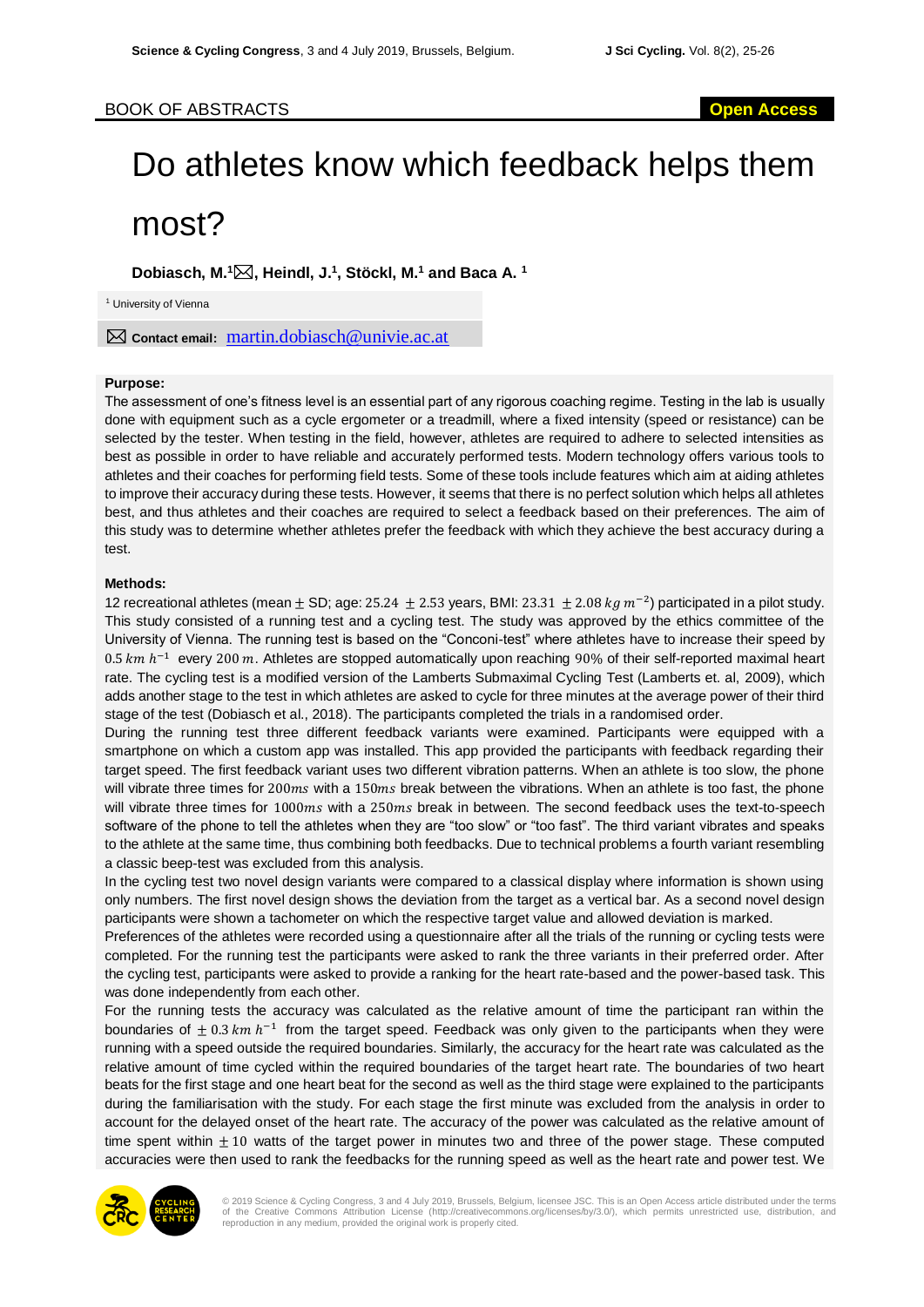BOOK OF ABSTRACTS

# Do athletes know which feedback helps them most?

**Dobiasch, M.[1]✉, Heindl, J.[1], Stöckl, M.[1] and Baca A. [1]**

[1] University of Vienna

✉ **Contact email:** martin.dobiasch@univie.ac.at

### Purpose:

The assessment of one's fitness level is an essential part of any rigorous coaching regime. Testing in the lab is usually done with equipment such as a cycle ergometer or a treadmill, where a fixed intensity (speed or resistance) can be selected by the tester. When testing in the field, however, athletes are required to adhere to selected intensities as best as possible in order to have reliable and accurately performed tests. Modern technology offers various tools to athletes and their coaches for performing field tests. Some of these tools include features which aim at aiding athletes to improve their accuracy during these tests. However, it seems that there is no perfect solution which helps all athletes best, and thus athletes and their coaches are required to select a feedback based on their preferences. The aim of this study was to determine whether athletes prefer the feedback with which they achieve the best accuracy during a test.

### Methods:

12 recreational athletes (mean $\pm$ SD; age: $25.24 \pm 2.53$ years, BMI: $23.31 \pm 2.08\ kg\ m^{-2}$) participated in a pilot study. This study consisted of a running test and a cycling test. The study was approved by the ethics committee of the University of Vienna. The running test is based on the "Conconi-test" where athletes have to increase their speed by $0.5\ km\ h^{-1}$ every $200\ m$. Athletes are stopped automatically upon reaching $90\%$ of their self-reported maximal heart rate. The cycling test is a modified version of the Lamberts Submaximal Cycling Test (Lamberts et. al, 2009), which adds another stage to the test in which athletes are asked to cycle for three minutes at the average power of their third stage of the test (Dobiasch et al., 2018). The participants completed the trials in a randomised order.

During the running test three different feedback variants were examined. Participants were equipped with a smartphone on which a custom app was installed. This app provided the participants with feedback regarding their target speed. The first feedback variant uses two different vibration patterns. When an athlete is too slow, the phone will vibrate three times for $200ms$ with a $150ms$ break between the vibrations. When an athlete is too fast, the phone will vibrate three times for $1000ms$ with a $250ms$ break in between. The second feedback uses the text-to-speech software of the phone to tell the athletes when they are "too slow" or "too fast". The third variant vibrates and speaks to the athlete at the same time, thus combining both feedbacks. Due to technical problems a fourth variant resembling a classic beep-test was excluded from this analysis.

In the cycling test two novel design variants were compared to a classical display where information is shown using only numbers. The first novel design shows the deviation from the target as a vertical bar. As a second novel design participants were shown a tachometer on which the respective target value and allowed deviation is marked.

Preferences of the athletes were recorded using a questionnaire after all the trials of the running or cycling tests were completed. For the running test the participants were asked to rank the three variants in their preferred order. After the cycling test, participants were asked to provide a ranking for the heart rate-based and the power-based task. This was done independently from each other.

For the running tests the accuracy was calculated as the relative amount of time the participant ran within the boundaries of $\pm 0.3\ km\ h^{-1}$ from the target speed. Feedback was only given to the participants when they were running with a speed outside the required boundaries. Similarly, the accuracy for the heart rate was calculated as the relative amount of time cycled within the required boundaries of the target heart rate. The boundaries of two heart beats for the first stage and one heart beat for the second as well as the third stage were explained to the participants during the familiarisation with the study. For each stage the first minute was excluded from the analysis in order to account for the delayed onset of the heart rate. The accuracy of the power was calculated as the relative amount of time spent within $\pm 10$ watts of the target power in minutes two and three of the power stage. These computed accuracies were then used to rank the feedbacks for the running speed as well as the heart rate and power test. We

© 2019 Science & Cycling Congress, 3 and 4 July 2019, Brussels, Belgium, licensee JSC. This is an Open Access article distributed under the terms of the Creative Commons Attribution License (http://creativecommons.org/licenses/by/3.0/), which permits unrestricted use, distribution, and reproduction in any medium, provided the original work is properly cited.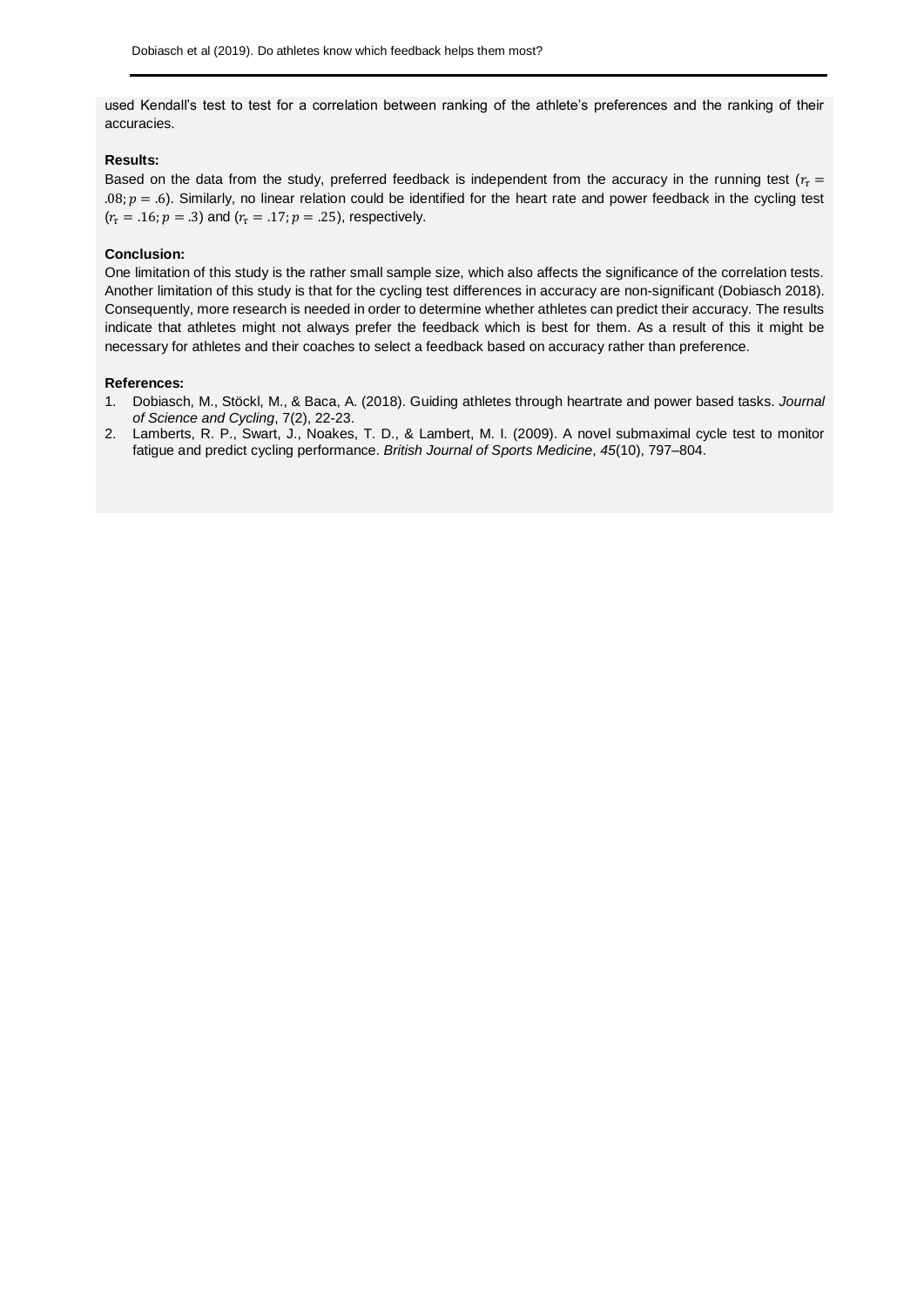used Kendall's test to test for a correlation between ranking of the athlete's preferences and the ranking of their accuracies.

**Results:**

Based on the data from the study, preferred feedback is independent from the accuracy in the running test ($r_\tau = .08; p = .6$). Similarly, no linear relation could be identified for the heart rate and power feedback in the cycling test ($r_\tau = .16; p = .3$) and ($r_\tau = .17; p = .25$), respectively.

**Conclusion:**

One limitation of this study is the rather small sample size, which also affects the significance of the correlation tests. Another limitation of this study is that for the cycling test differences in accuracy are non-significant (Dobiasch 2018). Consequently, more research is needed in order to determine whether athletes can predict their accuracy. The results indicate that athletes might not always prefer the feedback which is best for them. As a result of this it might be necessary for athletes and their coaches to select a feedback based on accuracy rather than preference.

**References:**

1. Dobiasch, M., Stöckl, M., & Baca, A. (2018). Guiding athletes through heartrate and power based tasks. *Journal of Science and Cycling*, 7(2), 22-23.
2. Lamberts, R. P., Swart, J., Noakes, T. D., & Lambert, M. I. (2009). A novel submaximal cycle test to monitor fatigue and predict cycling performance. *British Journal of Sports Medicine*, *45*(10), 797–804.